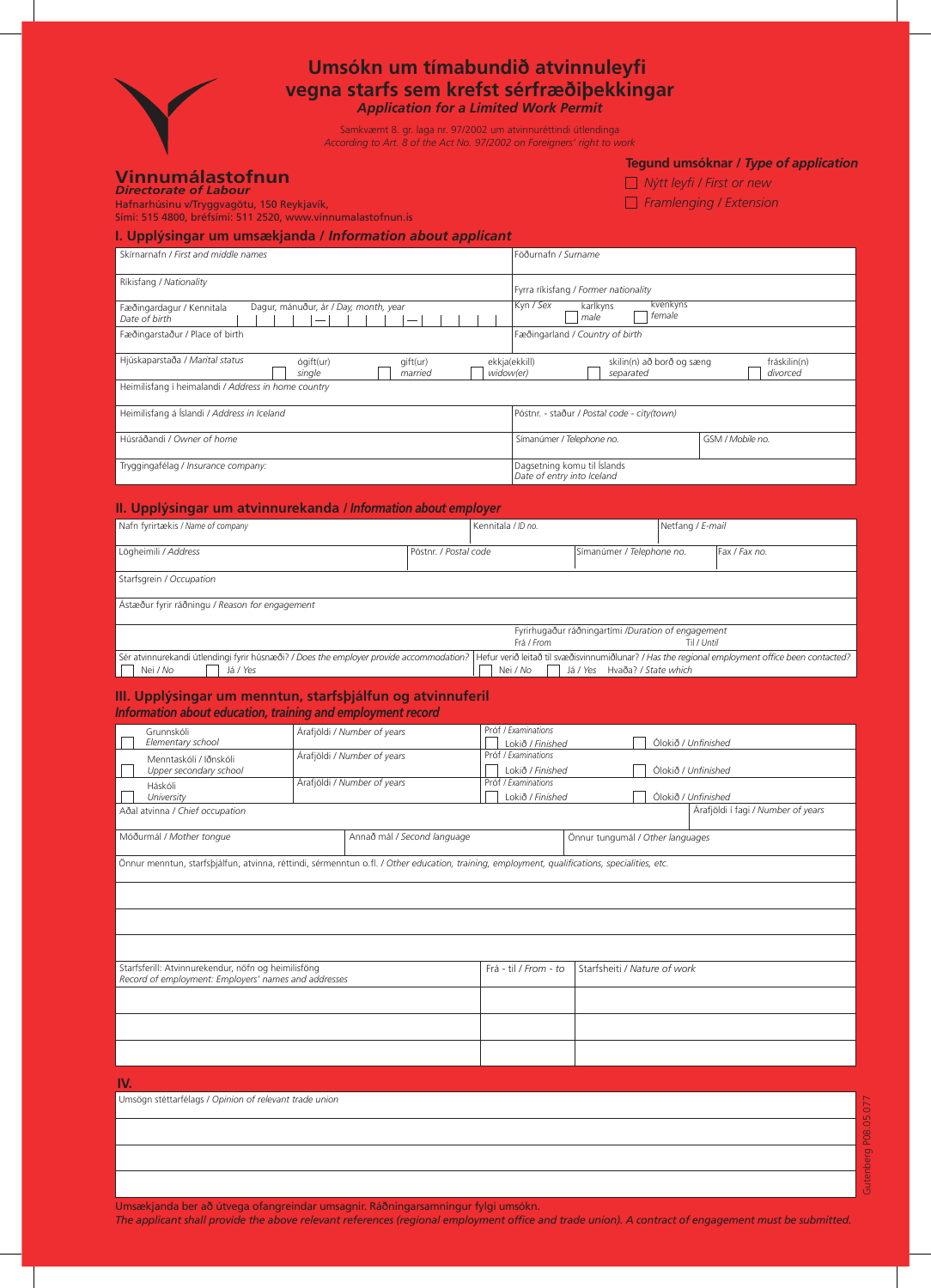# Umsókn um tímabundið atvinnuleyfi vegna starfs sem krefst sérfræðiþekkingar

***Application for a Limited Work Permit***

Samkvæmt 8. gr. laga nr. 97/2002 um atvinnuréttindi útlendinga
*According to Art. 8 of the Act No. 97/2002 on Foreigners' right to work*

**Vinnumálastofnun**
***Directorate of Labour***
Hafnarhúsinu v/Tryggvagötu, 150 Reykjavík,
Sími: 515 4800, bréfsími: 511 2520, www.vinnumalastofnun.is

**Tegund umsóknar / *Type of application***

☐ Nýtt leyfi / *First or new*
☐ Framlenging / *Extension*

## I. Upplýsingar um umsækjanda / *Information about applicant*

| | |
|---|---|
| Skírnarnafn / *First and middle names* | Föðurnafn / *Surname* |
| Ríkisfang / *Nationality* | Fyrra ríkisfang / *Former nationality* |
| Fæðingardagur / Kennitala *Date of birth* — Dagur, mánuður, ár / *Day, month, year* | Kyn / *Sex* ☐ karlkyns *male* ☐ kvenkyns *female* |
| Fæðingarstaður / Place of birth | Fæðingarland / *Country of birth* |

Hjúskaparstaða / *Marital status*: ☐ ógift(ur) *single* ☐ gift(ur) *married* ☐ ekkja(ekkill) *widow(er)* ☐ skilin(n) að borð og sæng *separated* ☐ fráskilin(n) *divorced*

| | | |
|---|---|---|
| Heimilisfang í heimalandi / *Address in home country* | | |
| Heimilisfang á Íslandi / *Address in Iceland* | Póstnr. - staður / *Postal code - city(town)* | |
| Húsráðandi / *Owner of home* | Símanúmer / *Telephone no.* | GSM / *Mobile no.* |
| Tryggingafélag / *Insurance company:* | Dagsetning komu til Íslands *Date of entry into Iceland* | |

## II. Upplýsingar um atvinnurekanda / *Information about employer*

| | | | |
|---|---|---|---|
| Nafn fyrirtækis / *Name of company* | Kennitala / *ID no.* | Netfang / *E-mail* | |
| Lögheimili / *Address* | Póstnr. / *Postal code* | Símanúmer / *Telephone no.* | Fax / *Fax no.* |
| Starfsgrein / *Occupation* | | | |
| Ástæður fyrir ráðningu / *Reason for engagement* | | | |
| | Fyrirhugaður ráðningartími /*Duration of engagement* Frá / *From* | Til / *Until* | |

Sér atvinnurekandi útlendingi fyrir húsnæði? / *Does the employer provide accommodation?* ☐ Nei / *No* ☐ Já / *Yes*

Hefur verið leitað til svæðisvinnumiðlunar? / *Has the regional employment office been contacted?* ☐ Nei / *No* ☐ Já / *Yes* Hvaða? / *State which*

## III. Upplýsingar um menntun, starfsþjálfun og atvinnuferil
***Information about education, training and employment record***

| | | | |
|---|---|---|---|
| ☐ Grunnskóli *Elementary school* | Árafjöldi / *Number of years* | Próf / *Examinations* ☐ Lokið / *Finished* | ☐ Ólokið / *Unfinished* |
| ☐ Menntaskóli / Iðnskóli *Upper secondary school* | Árafjöldi / *Number of years* | Próf / *Examinations* ☐ Lokið / *Finished* | ☐ Ólokið / *Unfinished* |
| ☐ Háskóli *University* | Árafjöldi / *Number of years* | Próf / *Examinations* ☐ Lokið / *Finished* | ☐ Ólokið / *Unfinished* |
| Aðal atvinna / *Chief occupation* | | | Árafjöldi í fagi / *Number of years* |
| Móðurmál / *Mother tongue* | Annað mál / *Second language* | Önnur tungumál / *Other languages* | |

Önnur menntun, starfsþjálfun, atvinna, réttindi, sérmenntun o.fl. / *Other education, training, employment, qualifications, specialities, etc.*

| Starfsferill: Atvinnurekendur, nöfn og heimilisföng *Record of employment: Employers' names and addresses* | Frá - til / *From - to* | Starfsheiti / *Nature of work* |
|---|---|---|
| | | |
| | | |
| | | |

## IV.

Umsögn stéttarfélags / *Opinion of relevant trade union*

Umsækjanda ber að útvega ofangreindar umsagnir. Ráðningarsamningur fylgi umsókn.
*The applicant shall provide the above relevant references (regional employment office and trade union). A contract of engagement must be submitted.*

Gutenberg P08.05.077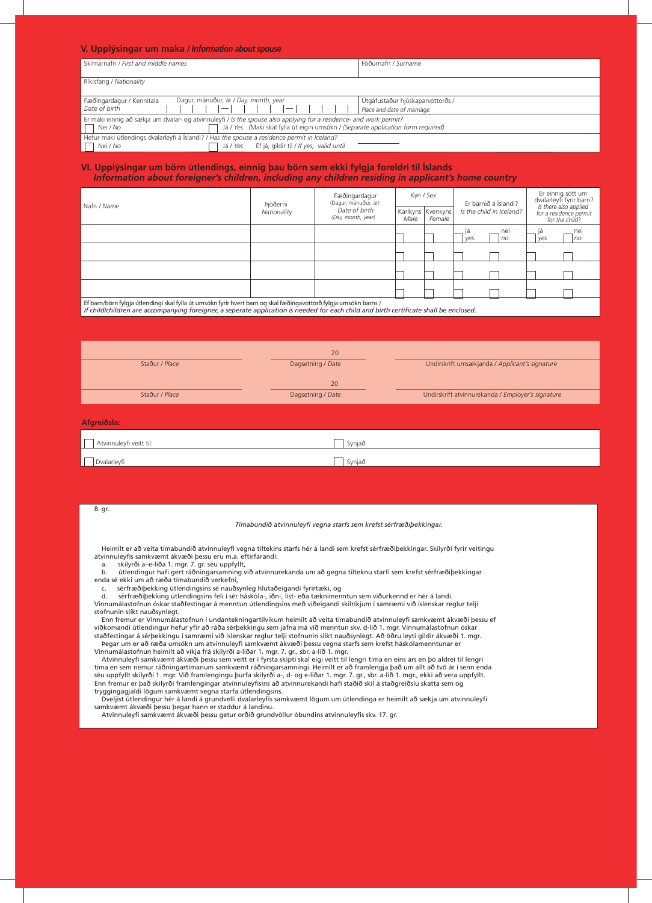## V. Upplýsingar um maka / *Information about spouse*

| | |
|---|---|
| Skírnarnafn / *First and middle names* | Föðurnafn / *Surname* |
| Ríkisfang / *Nationality* | |
| Fæðingardagur / Kennitala *Date of birth* — Dagur, mánuður, ár / *Day, month, year* | Útgáfustaður hjúskaparvottorðs / *Place and date of marriage* |

Er maki einnig að sækja um dvalar- og atvinnuleyfi / *Is the spouse also applying for a residence- and work permit?*
☐ Nei / *No* ☐ Já / *Yes* (Maki skal fylla út eigin umsókn / *(Separate application form required)*

Hefur maki útlendings dvalarleyfi á Íslandi? / *Has the spouse a residence permit in Iceland?*
☐ Nei / *No* ☐ Já / *Yes* Ef já, gildir til / *If yes, valid until* ____________

## VI. Upplýsingar um börn útlendings, einnig þau börn sem ekki fylgja foreldri til Íslands
## *Information about foreigner's children, including any children residing in applicant's home country*

| Nafn / *Name* | Þjóðerni *Nationality* | Fæðingardagur (Dagur, mánuður, ár) *Date of birth (Day, month, year)* | Kyn / *Sex* | | Er barnið á Íslandi? *Is the child in Iceland?* | | Er einnig sótt um dvalarleyfi fyrir barn? *Is there also applied for a residence permit for the child?* | |
|---|---|---|---|---|---|---|---|---|
| | | | Karlkyns *Male* | Kvenkyns *Female* | | | | |
| | | | ☐ | ☐ | ☐ já *yes* | ☐ nei *no* | ☐ já *yes* | ☐ nei *no* |
| | | | ☐ | ☐ | ☐ | ☐ | ☐ | ☐ |
| | | | ☐ | ☐ | ☐ | ☐ | ☐ | ☐ |
| | | | ☐ | ☐ | ☐ | ☐ | ☐ | ☐ |

Ef barn/börn fylgja útlendingi skal fylla út umsókn fyrir hvert barn og skal fæðingavottorð fylgja umsókn barns /
*If child/children are accompanying foreigner, a seperate application is needed for each child and birth certificate shall be enclosed.*

| | | |
|---|---|---|
| Staður / *Place* | 20 Dagsetning / *Date* | Undirskrift umsækjanda / *Applicant's signature* |
| Staður / *Place* | 20 Dagsetning / *Date* | Undirskrift atvinnurekanda / *Employer's signature* |

**Afgreiðsla:**

☐ Atvinnuleyfi veitt til: ☐ Synjað

☐ Dvalarleyfi ☐ Synjað

8. gr.

*Tímabundið atvinnuleyfi vegna starfs sem krefst sérfræðiþekkingar.*

Heimilt er að veita tímabundið atvinnuleyfi vegna tiltekins starfs hér á landi sem krefst sérfræðiþekkingar. Skilyrði fyrir veitingu atvinnuleyfis samkvæmt ákvæði þessu eru m.a. eftirfarandi:

a. skilyrði a–e-liða 1. mgr. 7. gr. séu uppfyllt,
b. útlendingur hafi gert ráðningarsamning við atvinnurekanda um að gegna tilteknu starfi sem krefst sérfræðiþekkingar enda sé ekki um að ræða tímabundið verkefni,
c. sérfræðiþekking útlendingsins sé nauðsynleg hlutaðeigandi fyrirtæki, og
d. sérfræðiþekking útlendingsins feli í sér háskóla-, iðn-, list- eða tæknimenntun sem viðurkennd er hér á landi.

Vinnumálastofnun óskar staðfestingar á menntun útlendingsins með viðeigandi skilríkjum í samræmi við íslenskar reglur telji stofnunin slíkt nauðsynlegt.

Enn fremur er Vinnumálastofnun í undantekningartilvikum heimilt að veita tímabundið atvinnuleyfi samkvæmt ákvæði þessu ef viðkomandi útlendingur hefur yfir að ráða sérþekkingu sem jafna má við menntun skv. d-lið 1. mgr. Vinnumálastofnun óskar staðfestingar á sérþekkingu í samræmi við íslenskar reglur telji stofnunin slíkt nauðsynlegt. Að öðru leyti gildir ákvæði 1. mgr.

Þegar um er að ræða umsókn um atvinnuleyfi samkvæmt ákvæði þessu vegna starfs sem krefst háskólamenntunar er Vinnumálastofnun heimilt að víkja frá skilyrði a-liðar 1. mgr. 7. gr., sbr. a-lið 1. mgr.

Atvinnuleyfi samkvæmt ákvæði þessu sem veitt er í fyrsta skipti skal eigi veitt til lengri tíma en eins árs en þó aldrei til lengri tíma en sem nemur ráðningartímanum samkvæmt ráðningarsamningi. Heimilt er að framlengja það um allt að tvö ár í senn enda séu uppfyllt skilyrði 1. mgr. Við framlengingu þurfa skilyrði a-, d- og e-liðar 1. mgr. 7. gr., sbr. a-lið 1. mgr., ekki að vera uppfyllt. Enn fremur er það skilyrði framlengingar atvinnuleyfisins að atvinnurekandi hafi staðið skil á staðgreiðslu skatta sem og tryggingagjaldi lögum samkvæmt vegna starfa útlendingsins.

Dveljist útlendingur hér á landi á grundvelli dvalarleyfis samkvæmt lögum um útlendinga er heimilt að sækja um atvinnuleyfi samkvæmt ákvæði þessu þegar hann er staddur á landinu.

Atvinnuleyfi samkvæmt ákvæði þessu getur orðið grundvöllur óbundins atvinnuleyfis skv. 17. gr.